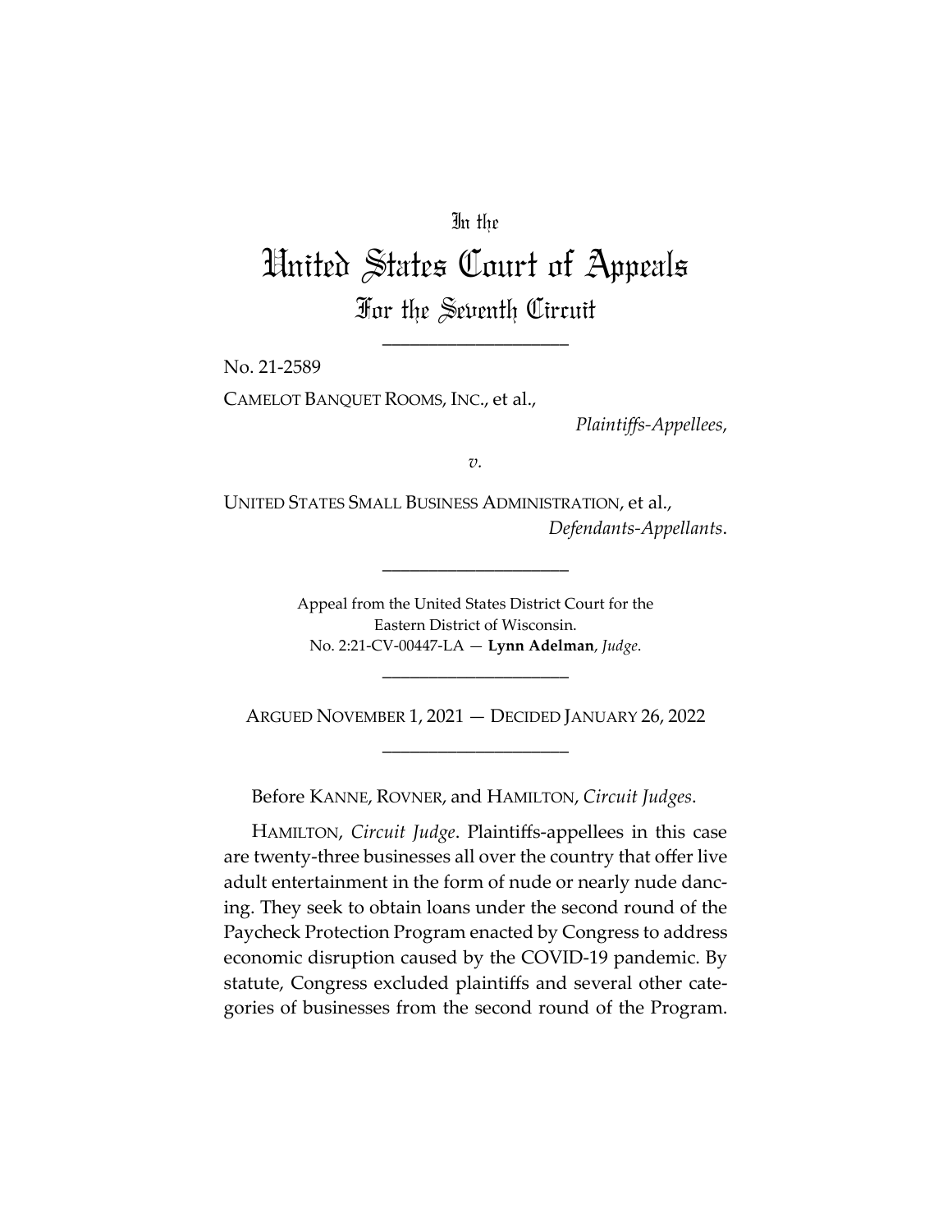In the

# United States Court of Appeals
## For the Seventh Circuit

\_\_\_\_\_\_\_\_\_\_\_\_\_\_\_\_\_\_\_\_

No. 21-2589

CAMELOT BANQUET ROOMS, INC., et al.,

*Plaintiffs-Appellees*,

*v.*

UNITED STATES SMALL BUSINESS ADMINISTRATION, et al.,

*Defendants-Appellants*.

\_\_\_\_\_\_\_\_\_\_\_\_\_\_\_\_\_\_\_\_

Appeal from the United States District Court for the Eastern District of Wisconsin.
No. 2:21-CV-00447-LA — **Lynn Adelman**, *Judge*.

\_\_\_\_\_\_\_\_\_\_\_\_\_\_\_\_\_\_\_\_

ARGUED NOVEMBER 1, 2021 — DECIDED JANUARY 26, 2022

\_\_\_\_\_\_\_\_\_\_\_\_\_\_\_\_\_\_\_\_

Before KANNE, ROVNER, and HAMILTON, *Circuit Judges*.

HAMILTON, *Circuit Judge*. Plaintiffs-appellees in this case are twenty-three businesses all over the country that offer live adult entertainment in the form of nude or nearly nude dancing. They seek to obtain loans under the second round of the Paycheck Protection Program enacted by Congress to address economic disruption caused by the COVID-19 pandemic. By statute, Congress excluded plaintiffs and several other categories of businesses from the second round of the Program.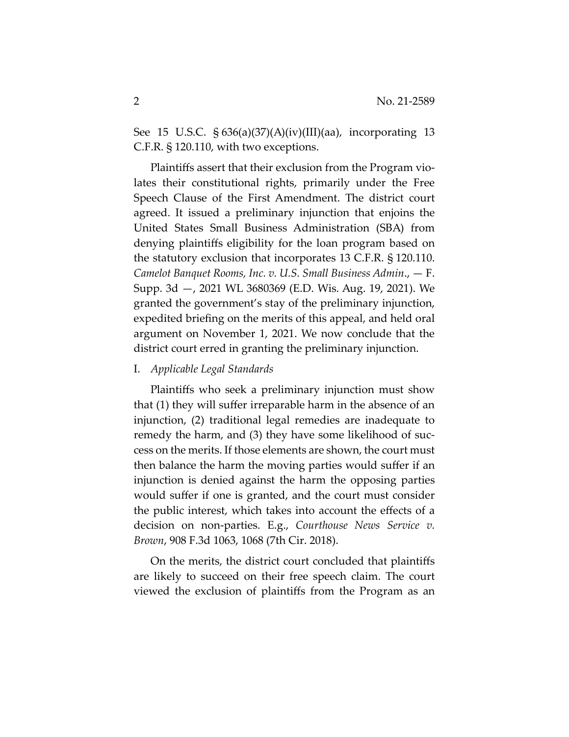See 15 U.S.C. § 636(a)(37)(A)(iv)(III)(aa), incorporating 13 C.F.R. § 120.110, with two exceptions.

Plaintiffs assert that their exclusion from the Program violates their constitutional rights, primarily under the Free Speech Clause of the First Amendment. The district court agreed. It issued a preliminary injunction that enjoins the United States Small Business Administration (SBA) from denying plaintiffs eligibility for the loan program based on the statutory exclusion that incorporates 13 C.F.R. § 120.110. *Camelot Banquet Rooms, Inc. v. U.S. Small Business Admin.*, — F. Supp. 3d —, 2021 WL 3680369 (E.D. Wis. Aug. 19, 2021). We granted the government's stay of the preliminary injunction, expedited briefing on the merits of this appeal, and held oral argument on November 1, 2021. We now conclude that the district court erred in granting the preliminary injunction.

## I. *Applicable Legal Standards*

Plaintiffs who seek a preliminary injunction must show that (1) they will suffer irreparable harm in the absence of an injunction, (2) traditional legal remedies are inadequate to remedy the harm, and (3) they have some likelihood of success on the merits. If those elements are shown, the court must then balance the harm the moving parties would suffer if an injunction is denied against the harm the opposing parties would suffer if one is granted, and the court must consider the public interest, which takes into account the effects of a decision on non-parties. E.g., *Courthouse News Service v. Brown*, 908 F.3d 1063, 1068 (7th Cir. 2018).

On the merits, the district court concluded that plaintiffs are likely to succeed on their free speech claim. The court viewed the exclusion of plaintiffs from the Program as an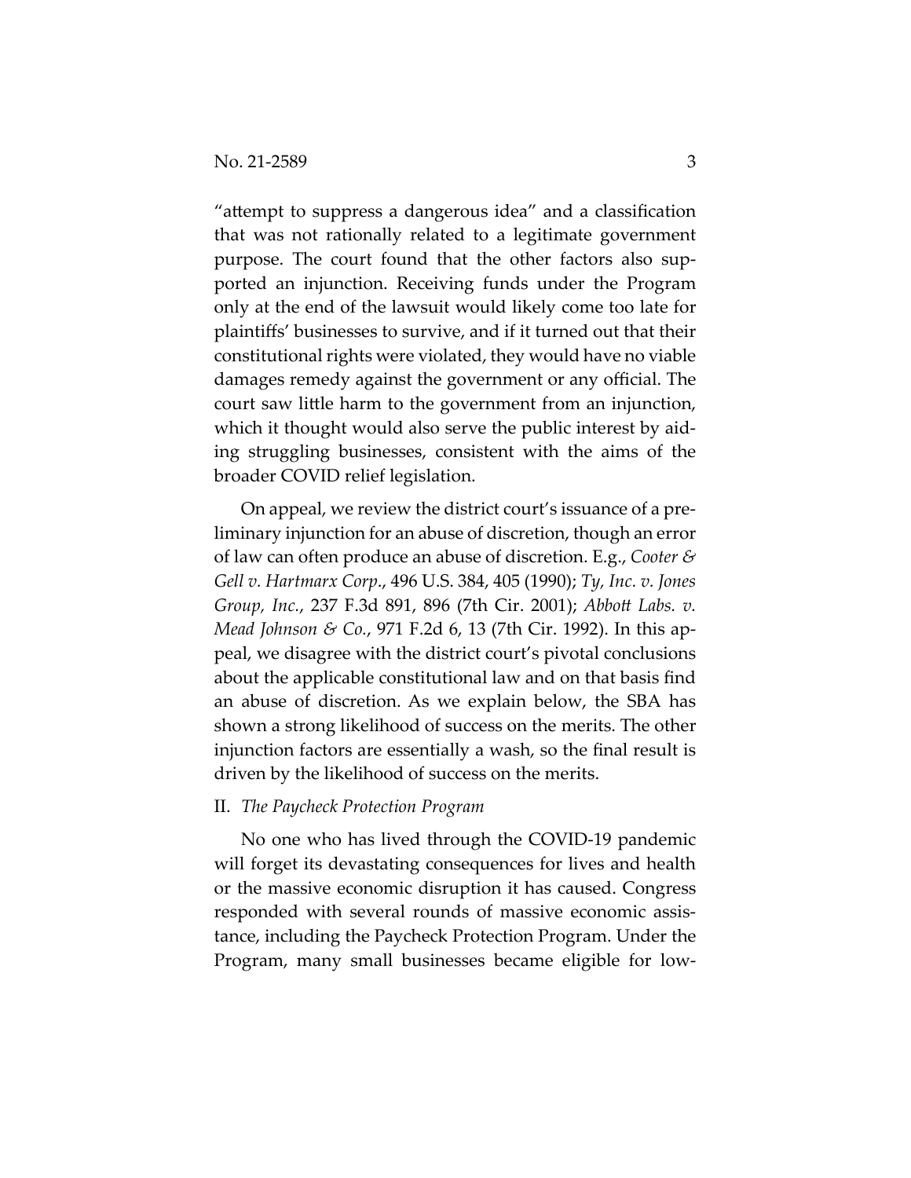"attempt to suppress a dangerous idea" and a classification that was not rationally related to a legitimate government purpose. The court found that the other factors also supported an injunction. Receiving funds under the Program only at the end of the lawsuit would likely come too late for plaintiffs' businesses to survive, and if it turned out that their constitutional rights were violated, they would have no viable damages remedy against the government or any official. The court saw little harm to the government from an injunction, which it thought would also serve the public interest by aiding struggling businesses, consistent with the aims of the broader COVID relief legislation.

On appeal, we review the district court's issuance of a preliminary injunction for an abuse of discretion, though an error of law can often produce an abuse of discretion. E.g., *Cooter & Gell v. Hartmarx Corp.*, 496 U.S. 384, 405 (1990); *Ty, Inc. v. Jones Group, Inc.*, 237 F.3d 891, 896 (7th Cir. 2001); *Abbott Labs. v. Mead Johnson & Co.*, 971 F.2d 6, 13 (7th Cir. 1992). In this appeal, we disagree with the district court's pivotal conclusions about the applicable constitutional law and on that basis find an abuse of discretion. As we explain below, the SBA has shown a strong likelihood of success on the merits. The other injunction factors are essentially a wash, so the final result is driven by the likelihood of success on the merits.

## II. *The Paycheck Protection Program*

No one who has lived through the COVID-19 pandemic will forget its devastating consequences for lives and health or the massive economic disruption it has caused. Congress responded with several rounds of massive economic assistance, including the Paycheck Protection Program. Under the Program, many small businesses became eligible for low-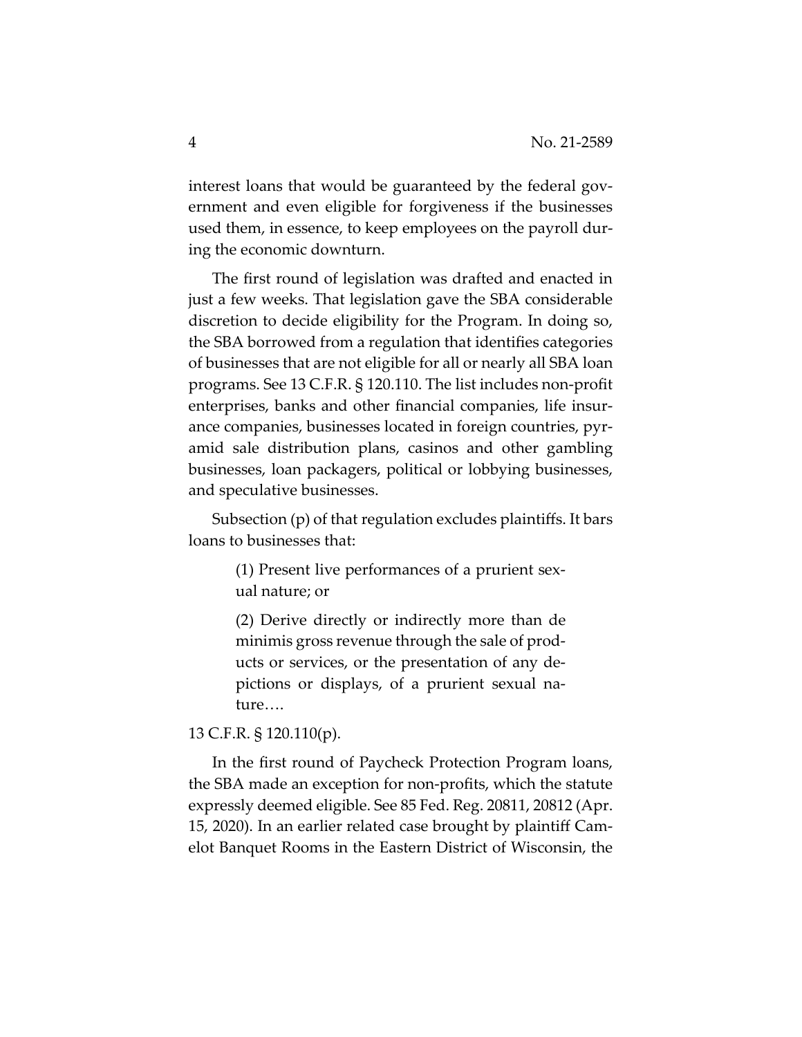interest loans that would be guaranteed by the federal government and even eligible for forgiveness if the businesses used them, in essence, to keep employees on the payroll during the economic downturn.

The first round of legislation was drafted and enacted in just a few weeks. That legislation gave the SBA considerable discretion to decide eligibility for the Program. In doing so, the SBA borrowed from a regulation that identifies categories of businesses that are not eligible for all or nearly all SBA loan programs. See 13 C.F.R. § 120.110. The list includes non-profit enterprises, banks and other financial companies, life insurance companies, businesses located in foreign countries, pyramid sale distribution plans, casinos and other gambling businesses, loan packagers, political or lobbying businesses, and speculative businesses.

Subsection (p) of that regulation excludes plaintiffs. It bars loans to businesses that:

> (1) Present live performances of a prurient sexual nature; or
>
> (2) Derive directly or indirectly more than de minimis gross revenue through the sale of products or services, or the presentation of any depictions or displays, of a prurient sexual nature….

13 C.F.R. § 120.110(p).

In the first round of Paycheck Protection Program loans, the SBA made an exception for non-profits, which the statute expressly deemed eligible. See 85 Fed. Reg. 20811, 20812 (Apr. 15, 2020). In an earlier related case brought by plaintiff Camelot Banquet Rooms in the Eastern District of Wisconsin, the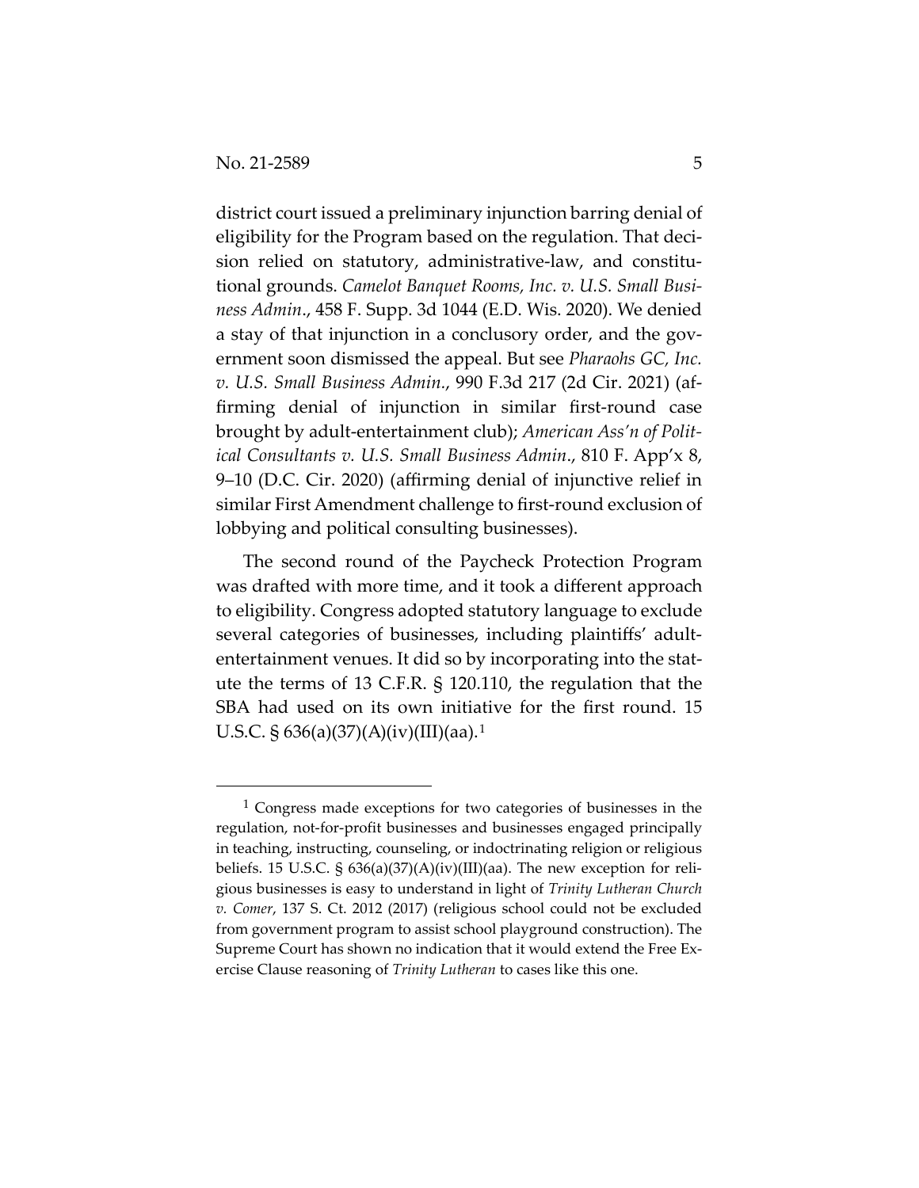district court issued a preliminary injunction barring denial of eligibility for the Program based on the regulation. That decision relied on statutory, administrative-law, and constitutional grounds. *Camelot Banquet Rooms, Inc. v. U.S. Small Business Admin.*, 458 F. Supp. 3d 1044 (E.D. Wis. 2020). We denied a stay of that injunction in a conclusory order, and the government soon dismissed the appeal. But see *Pharaohs GC, Inc. v. U.S. Small Business Admin.*, 990 F.3d 217 (2d Cir. 2021) (affirming denial of injunction in similar first-round case brought by adult-entertainment club); *American Ass'n of Political Consultants v. U.S. Small Business Admin.*, 810 F. App'x 8, 9–10 (D.C. Cir. 2020) (affirming denial of injunctive relief in similar First Amendment challenge to first-round exclusion of lobbying and political consulting businesses).

The second round of the Paycheck Protection Program was drafted with more time, and it took a different approach to eligibility. Congress adopted statutory language to exclude several categories of businesses, including plaintiffs' adult-entertainment venues. It did so by incorporating into the statute the terms of 13 C.F.R. § 120.110, the regulation that the SBA had used on its own initiative for the first round. 15 U.S.C. § 636(a)(37)(A)(iv)(III)(aa).[1]

---

[1] Congress made exceptions for two categories of businesses in the regulation, not-for-profit businesses and businesses engaged principally in teaching, instructing, counseling, or indoctrinating religion or religious beliefs. 15 U.S.C. § 636(a)(37)(A)(iv)(III)(aa). The new exception for religious businesses is easy to understand in light of *Trinity Lutheran Church v. Comer*, 137 S. Ct. 2012 (2017) (religious school could not be excluded from government program to assist school playground construction). The Supreme Court has shown no indication that it would extend the Free Exercise Clause reasoning of *Trinity Lutheran* to cases like this one.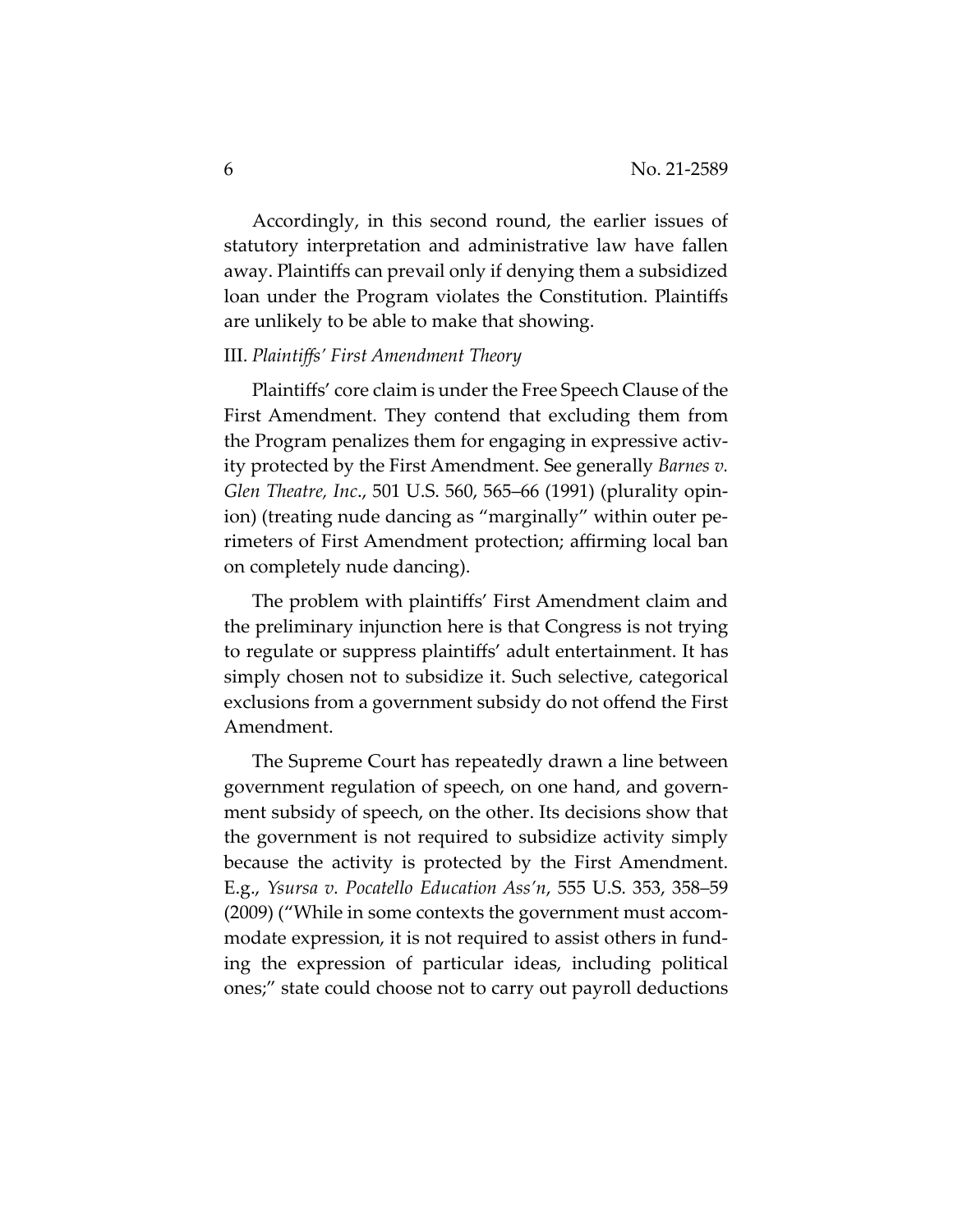Accordingly, in this second round, the earlier issues of statutory interpretation and administrative law have fallen away. Plaintiffs can prevail only if denying them a subsidized loan under the Program violates the Constitution. Plaintiffs are unlikely to be able to make that showing.

### III. *Plaintiffs' First Amendment Theory*

Plaintiffs' core claim is under the Free Speech Clause of the First Amendment. They contend that excluding them from the Program penalizes them for engaging in expressive activity protected by the First Amendment. See generally *Barnes v. Glen Theatre, Inc*., 501 U.S. 560, 565–66 (1991) (plurality opinion) (treating nude dancing as "marginally" within outer perimeters of First Amendment protection; affirming local ban on completely nude dancing).

The problem with plaintiffs' First Amendment claim and the preliminary injunction here is that Congress is not trying to regulate or suppress plaintiffs' adult entertainment. It has simply chosen not to subsidize it. Such selective, categorical exclusions from a government subsidy do not offend the First Amendment.

The Supreme Court has repeatedly drawn a line between government regulation of speech, on one hand, and government subsidy of speech, on the other. Its decisions show that the government is not required to subsidize activity simply because the activity is protected by the First Amendment. E.g., *Ysursa v. Pocatello Education Ass'n*, 555 U.S. 353, 358–59 (2009) ("While in some contexts the government must accommodate expression, it is not required to assist others in funding the expression of particular ideas, including political ones;" state could choose not to carry out payroll deductions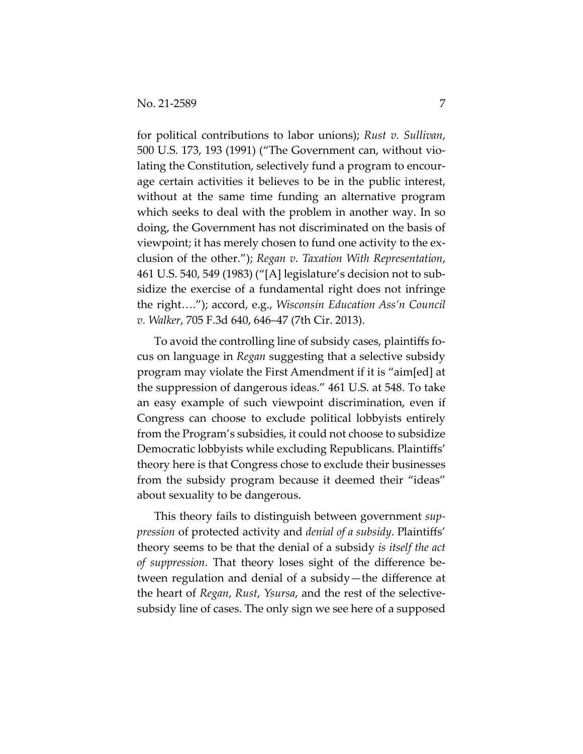for political contributions to labor unions); *Rust v. Sullivan*, 500 U.S. 173, 193 (1991) ("The Government can, without violating the Constitution, selectively fund a program to encourage certain activities it believes to be in the public interest, without at the same time funding an alternative program which seeks to deal with the problem in another way. In so doing, the Government has not discriminated on the basis of viewpoint; it has merely chosen to fund one activity to the exclusion of the other."); *Regan v. Taxation With Representation*, 461 U.S. 540, 549 (1983) ("[A] legislature's decision not to subsidize the exercise of a fundamental right does not infringe the right…."); accord, e.g., *Wisconsin Education Ass'n Council v. Walker*, 705 F.3d 640, 646–47 (7th Cir. 2013).

To avoid the controlling line of subsidy cases, plaintiffs focus on language in *Regan* suggesting that a selective subsidy program may violate the First Amendment if it is "aim[ed] at the suppression of dangerous ideas." 461 U.S. at 548. To take an easy example of such viewpoint discrimination, even if Congress can choose to exclude political lobbyists entirely from the Program's subsidies, it could not choose to subsidize Democratic lobbyists while excluding Republicans. Plaintiffs' theory here is that Congress chose to exclude their businesses from the subsidy program because it deemed their "ideas" about sexuality to be dangerous.

This theory fails to distinguish between government *suppression* of protected activity and *denial of a subsidy*. Plaintiffs' theory seems to be that the denial of a subsidy *is itself the act of suppression*. That theory loses sight of the difference between regulation and denial of a subsidy—the difference at the heart of *Regan*, *Rust*, *Ysursa*, and the rest of the selective-subsidy line of cases. The only sign we see here of a supposed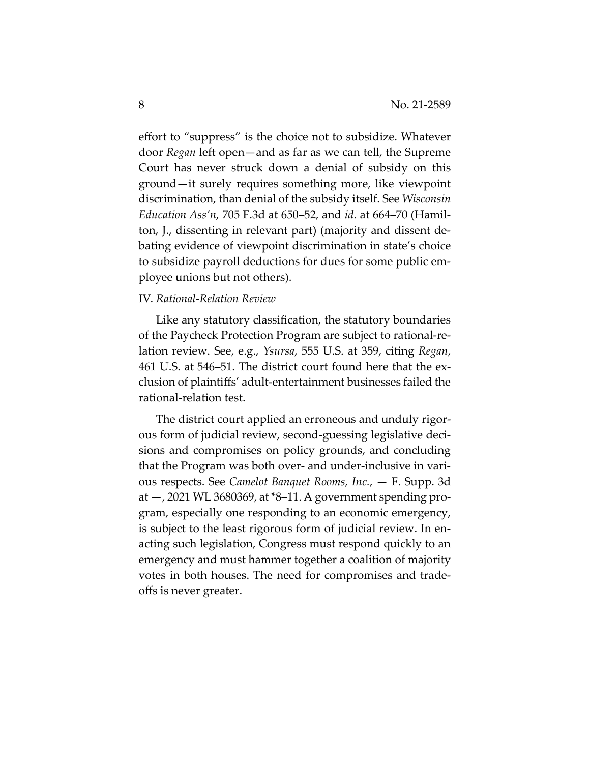effort to "suppress" is the choice not to subsidize. Whatever door *Regan* left open—and as far as we can tell, the Supreme Court has never struck down a denial of subsidy on this ground—it surely requires something more, like viewpoint discrimination, than denial of the subsidy itself. See *Wisconsin Education Ass'n*, 705 F.3d at 650–52, and *id*. at 664–70 (Hamilton, J., dissenting in relevant part) (majority and dissent debating evidence of viewpoint discrimination in state's choice to subsidize payroll deductions for dues for some public employee unions but not others).

## IV. *Rational-Relation Review*

Like any statutory classification, the statutory boundaries of the Paycheck Protection Program are subject to rational-relation review. See, e.g., *Ysursa*, 555 U.S. at 359, citing *Regan*, 461 U.S. at 546–51. The district court found here that the exclusion of plaintiffs' adult-entertainment businesses failed the rational-relation test.

The district court applied an erroneous and unduly rigorous form of judicial review, second-guessing legislative decisions and compromises on policy grounds, and concluding that the Program was both over- and under-inclusive in various respects. See *Camelot Banquet Rooms, Inc.*, — F. Supp. 3d at —, 2021 WL 3680369, at *8–11. A government spending program, especially one responding to an economic emergency, is subject to the least rigorous form of judicial review. In enacting such legislation, Congress must respond quickly to an emergency and must hammer together a coalition of majority votes in both houses. The need for compromises and tradeoffs is never greater.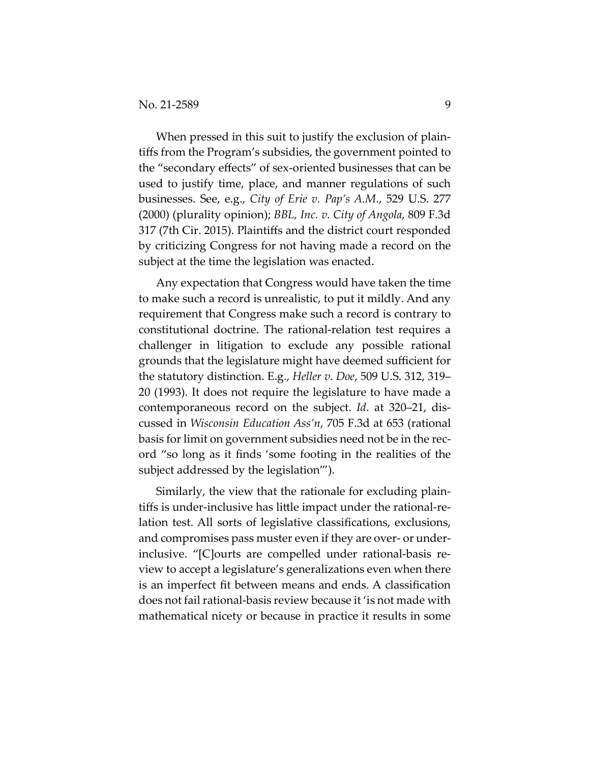When pressed in this suit to justify the exclusion of plaintiffs from the Program's subsidies, the government pointed to the "secondary effects" of sex-oriented businesses that can be used to justify time, place, and manner regulations of such businesses. See, e.g., *City of Erie v. Pap's A.M.*, 529 U.S. 277 (2000) (plurality opinion); *BBL, Inc. v. City of Angola*, 809 F.3d 317 (7th Cir. 2015). Plaintiffs and the district court responded by criticizing Congress for not having made a record on the subject at the time the legislation was enacted.

Any expectation that Congress would have taken the time to make such a record is unrealistic, to put it mildly. And any requirement that Congress make such a record is contrary to constitutional doctrine. The rational-relation test requires a challenger in litigation to exclude any possible rational grounds that the legislature might have deemed sufficient for the statutory distinction. E.g., *Heller v. Doe*, 509 U.S. 312, 319–20 (1993). It does not require the legislature to have made a contemporaneous record on the subject. *Id*. at 320–21, discussed in *Wisconsin Education Ass'n*, 705 F.3d at 653 (rational basis for limit on government subsidies need not be in the record "so long as it finds 'some footing in the realities of the subject addressed by the legislation'").

Similarly, the view that the rationale for excluding plaintiffs is under-inclusive has little impact under the rational-relation test. All sorts of legislative classifications, exclusions, and compromises pass muster even if they are over- or under-inclusive. "[C]ourts are compelled under rational-basis review to accept a legislature's generalizations even when there is an imperfect fit between means and ends. A classification does not fail rational-basis review because it 'is not made with mathematical nicety or because in practice it results in some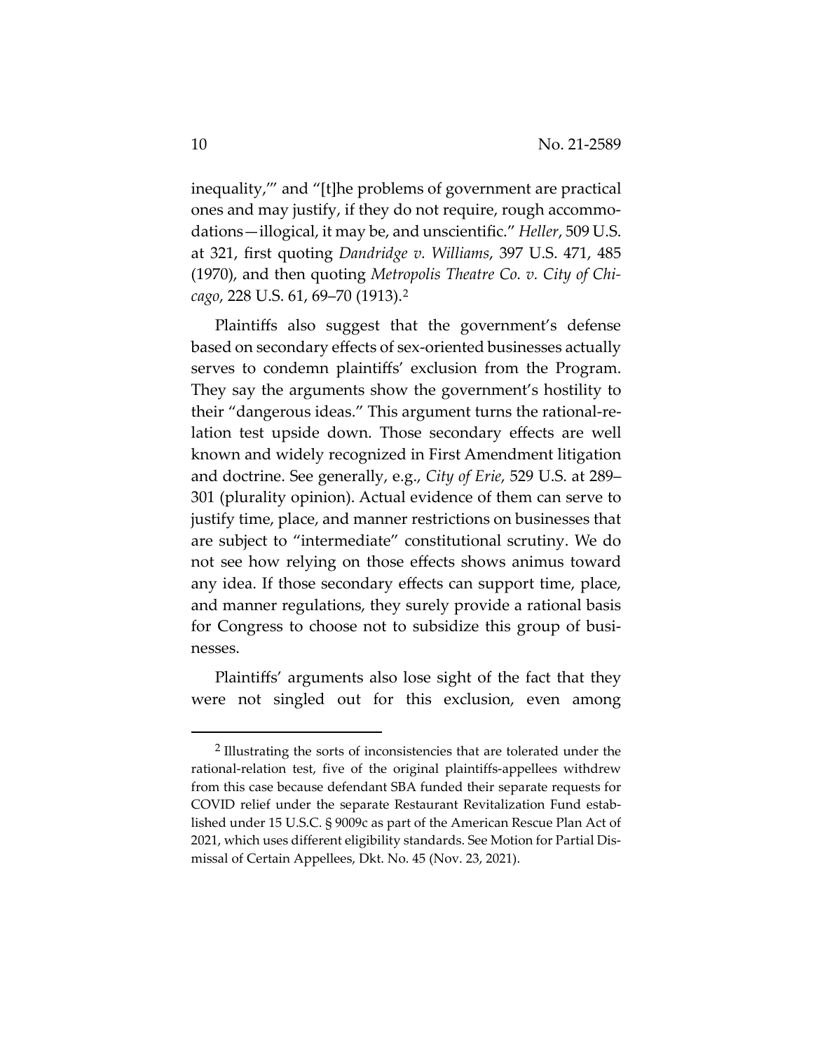inequality,'" and "[t]he problems of government are practical ones and may justify, if they do not require, rough accommodations—illogical, it may be, and unscientific." *Heller*, 509 U.S. at 321, first quoting *Dandridge v. Williams*, 397 U.S. 471, 485 (1970), and then quoting *Metropolis Theatre Co. v. City of Chicago*, 228 U.S. 61, 69–70 (1913).[2]

Plaintiffs also suggest that the government's defense based on secondary effects of sex-oriented businesses actually serves to condemn plaintiffs' exclusion from the Program. They say the arguments show the government's hostility to their "dangerous ideas." This argument turns the rational-relation test upside down. Those secondary effects are well known and widely recognized in First Amendment litigation and doctrine. See generally, e.g., *City of Erie*, 529 U.S. at 289–301 (plurality opinion). Actual evidence of them can serve to justify time, place, and manner restrictions on businesses that are subject to "intermediate" constitutional scrutiny. We do not see how relying on those effects shows animus toward any idea. If those secondary effects can support time, place, and manner regulations, they surely provide a rational basis for Congress to choose not to subsidize this group of businesses.

Plaintiffs' arguments also lose sight of the fact that they were not singled out for this exclusion, even among

---

[2] Illustrating the sorts of inconsistencies that are tolerated under the rational-relation test, five of the original plaintiffs-appellees withdrew from this case because defendant SBA funded their separate requests for COVID relief under the separate Restaurant Revitalization Fund established under 15 U.S.C. § 9009c as part of the American Rescue Plan Act of 2021, which uses different eligibility standards. See Motion for Partial Dismissal of Certain Appellees, Dkt. No. 45 (Nov. 23, 2021).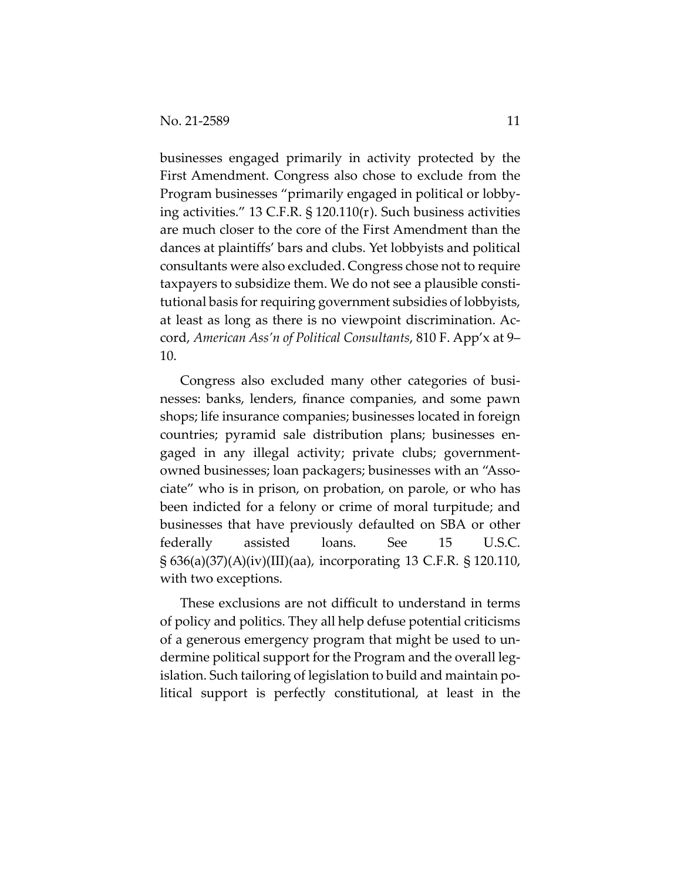businesses engaged primarily in activity protected by the First Amendment. Congress also chose to exclude from the Program businesses "primarily engaged in political or lobbying activities." 13 C.F.R. § 120.110(r). Such business activities are much closer to the core of the First Amendment than the dances at plaintiffs' bars and clubs. Yet lobbyists and political consultants were also excluded. Congress chose not to require taxpayers to subsidize them. We do not see a plausible constitutional basis for requiring government subsidies of lobbyists, at least as long as there is no viewpoint discrimination. Accord, *American Ass'n of Political Consultants*, 810 F. App'x at 9–10.

Congress also excluded many other categories of businesses: banks, lenders, finance companies, and some pawn shops; life insurance companies; businesses located in foreign countries; pyramid sale distribution plans; businesses engaged in any illegal activity; private clubs; government-owned businesses; loan packagers; businesses with an "Associate" who is in prison, on probation, on parole, or who has been indicted for a felony or crime of moral turpitude; and businesses that have previously defaulted on SBA or other federally assisted loans. See 15 U.S.C. § 636(a)(37)(A)(iv)(III)(aa), incorporating 13 C.F.R. § 120.110, with two exceptions.

These exclusions are not difficult to understand in terms of policy and politics. They all help defuse potential criticisms of a generous emergency program that might be used to undermine political support for the Program and the overall legislation. Such tailoring of legislation to build and maintain political support is perfectly constitutional, at least in the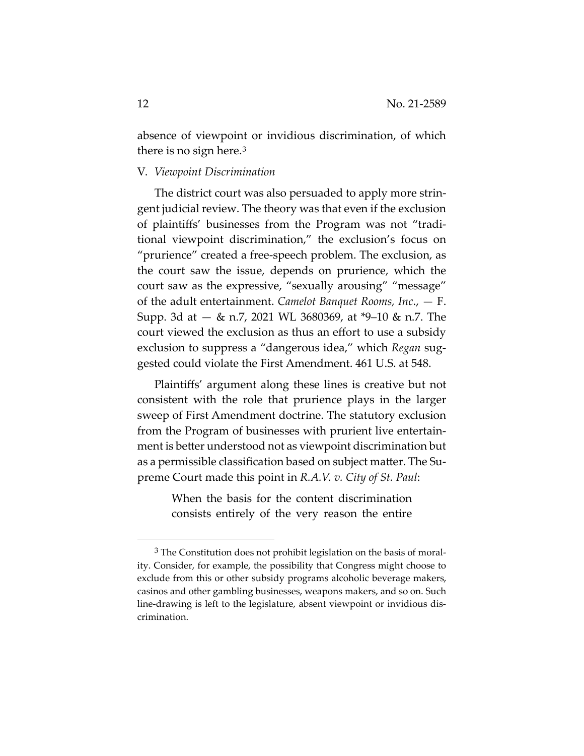absence of viewpoint or invidious discrimination, of which there is no sign here.[3]

V. *Viewpoint Discrimination*

The district court was also persuaded to apply more stringent judicial review. The theory was that even if the exclusion of plaintiffs' businesses from the Program was not "traditional viewpoint discrimination," the exclusion's focus on "prurience" created a free-speech problem. The exclusion, as the court saw the issue, depends on prurience, which the court saw as the expressive, "sexually arousing" "message" of the adult entertainment. *Camelot Banquet Rooms, Inc.*, — F. Supp. 3d at — & n.7, 2021 WL 3680369, at *9–10 & n.7. The court viewed the exclusion as thus an effort to use a subsidy exclusion to suppress a "dangerous idea," which *Regan* suggested could violate the First Amendment. 461 U.S. at 548.

Plaintiffs' argument along these lines is creative but not consistent with the role that prurience plays in the larger sweep of First Amendment doctrine. The statutory exclusion from the Program of businesses with prurient live entertainment is better understood not as viewpoint discrimination but as a permissible classification based on subject matter. The Supreme Court made this point in *R.A.V. v. City of St. Paul*:

> When the basis for the content discrimination consists entirely of the very reason the entire

[3] The Constitution does not prohibit legislation on the basis of morality. Consider, for example, the possibility that Congress might choose to exclude from this or other subsidy programs alcoholic beverage makers, casinos and other gambling businesses, weapons makers, and so on. Such line-drawing is left to the legislature, absent viewpoint or invidious discrimination.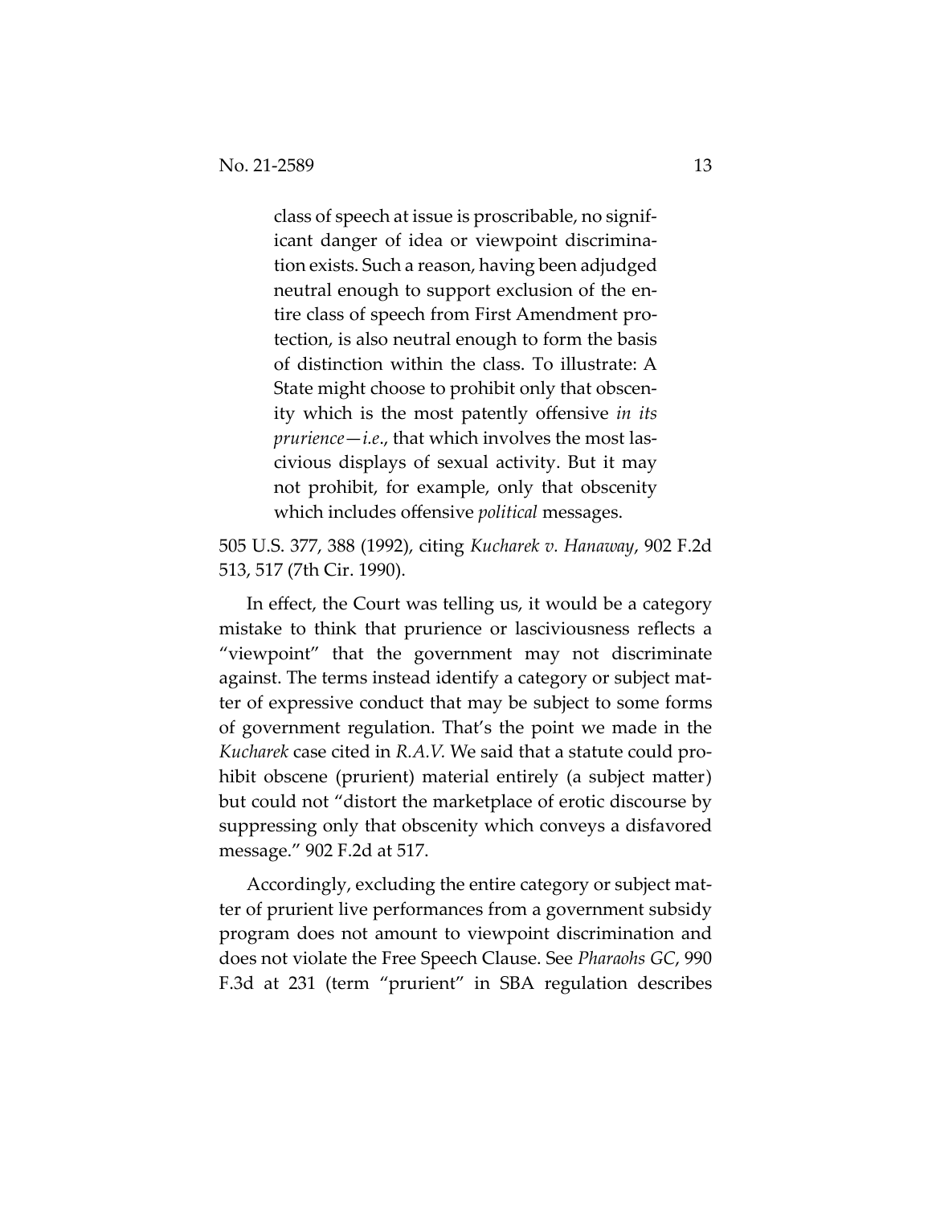> class of speech at issue is proscribable, no significant danger of idea or viewpoint discrimination exists. Such a reason, having been adjudged neutral enough to support exclusion of the entire class of speech from First Amendment protection, is also neutral enough to form the basis of distinction within the class. To illustrate: A State might choose to prohibit only that obscenity which is the most patently offensive *in its prurience—i.e.*, that which involves the most lascivious displays of sexual activity. But it may not prohibit, for example, only that obscenity which includes offensive *political* messages.

505 U.S. 377, 388 (1992), citing *Kucharek v. Hanaway*, 902 F.2d 513, 517 (7th Cir. 1990).

In effect, the Court was telling us, it would be a category mistake to think that prurience or lasciviousness reflects a "viewpoint" that the government may not discriminate against. The terms instead identify a category or subject matter of expressive conduct that may be subject to some forms of government regulation. That's the point we made in the *Kucharek* case cited in *R.A.V.* We said that a statute could prohibit obscene (prurient) material entirely (a subject matter) but could not "distort the marketplace of erotic discourse by suppressing only that obscenity which conveys a disfavored message." 902 F.2d at 517.

Accordingly, excluding the entire category or subject matter of prurient live performances from a government subsidy program does not amount to viewpoint discrimination and does not violate the Free Speech Clause. See *Pharaohs GC*, 990 F.3d at 231 (term "prurient" in SBA regulation describes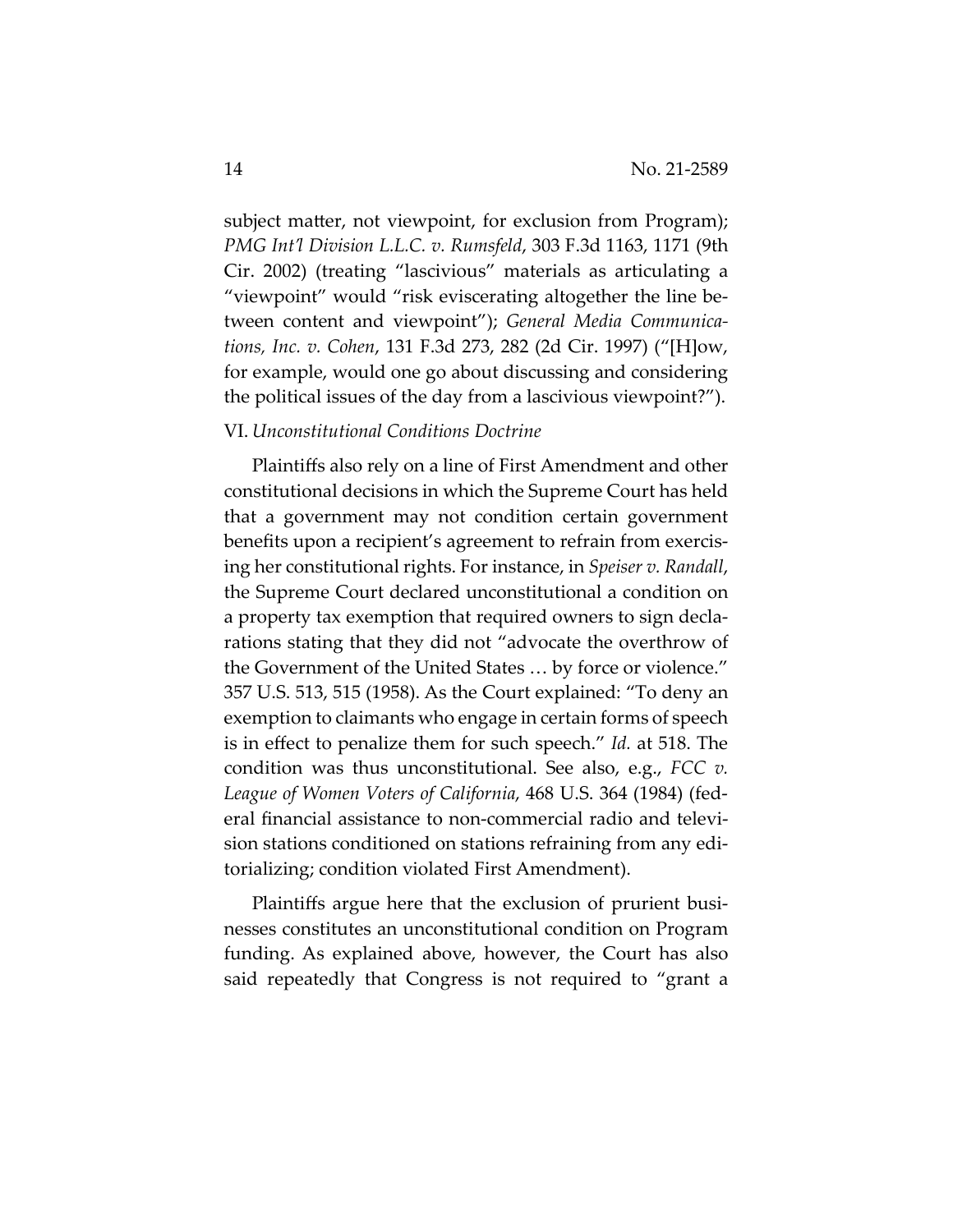subject matter, not viewpoint, for exclusion from Program); *PMG Int'l Division L.L.C. v. Rumsfeld*, 303 F.3d 1163, 1171 (9th Cir. 2002) (treating "lascivious" materials as articulating a "viewpoint" would "risk eviscerating altogether the line between content and viewpoint"); *General Media Communications, Inc. v. Cohen*, 131 F.3d 273, 282 (2d Cir. 1997) ("[H]ow, for example, would one go about discussing and considering the political issues of the day from a lascivious viewpoint?").

VI. *Unconstitutional Conditions Doctrine*

Plaintiffs also rely on a line of First Amendment and other constitutional decisions in which the Supreme Court has held that a government may not condition certain government benefits upon a recipient's agreement to refrain from exercising her constitutional rights. For instance, in *Speiser v. Randall*, the Supreme Court declared unconstitutional a condition on a property tax exemption that required owners to sign declarations stating that they did not "advocate the overthrow of the Government of the United States … by force or violence." 357 U.S. 513, 515 (1958). As the Court explained: "To deny an exemption to claimants who engage in certain forms of speech is in effect to penalize them for such speech." *Id.* at 518. The condition was thus unconstitutional. See also, e.g., *FCC v. League of Women Voters of California*, 468 U.S. 364 (1984) (federal financial assistance to non-commercial radio and television stations conditioned on stations refraining from any editorializing; condition violated First Amendment).

Plaintiffs argue here that the exclusion of prurient businesses constitutes an unconstitutional condition on Program funding. As explained above, however, the Court has also said repeatedly that Congress is not required to "grant a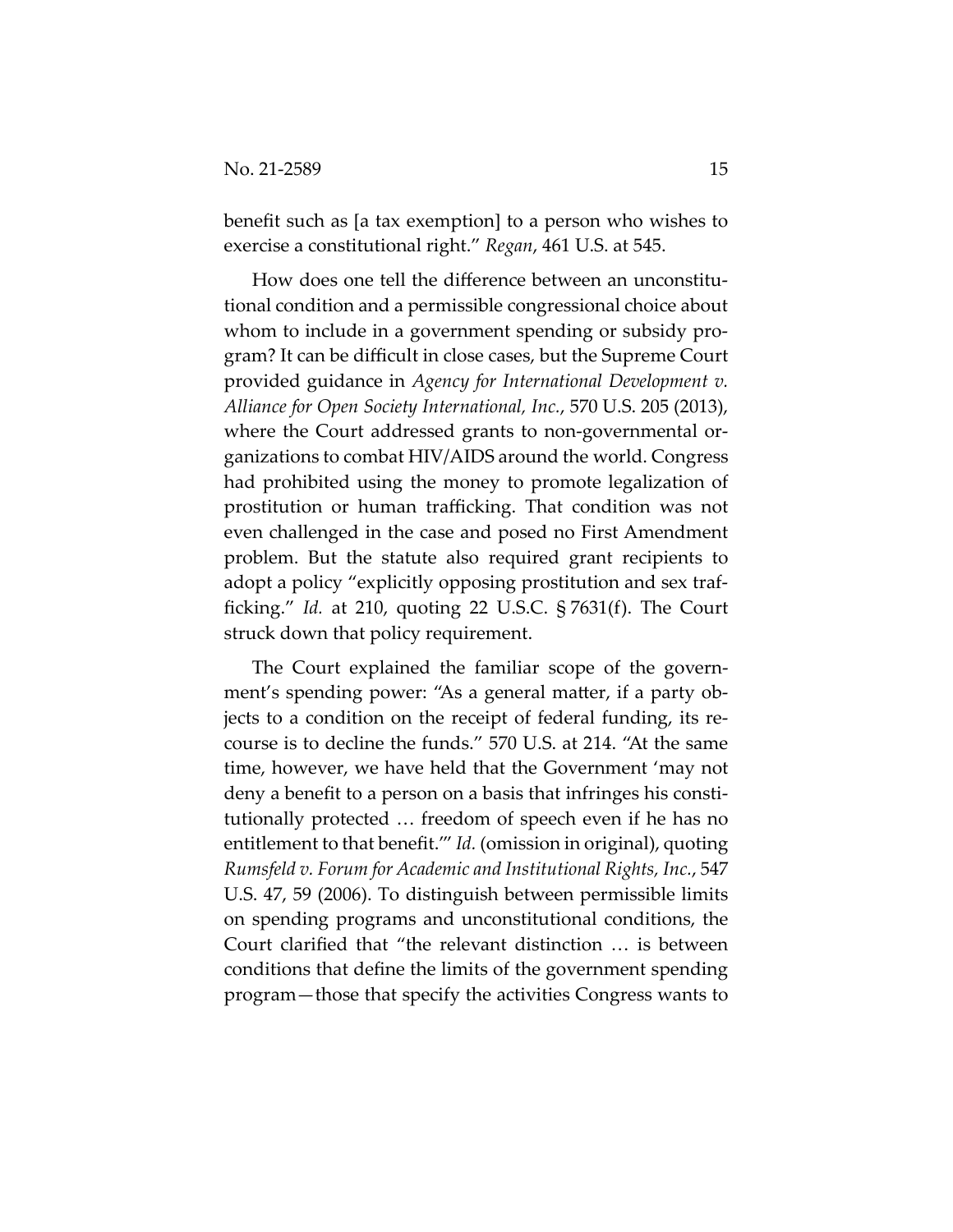benefit such as [a tax exemption] to a person who wishes to exercise a constitutional right." *Regan*, 461 U.S. at 545.

How does one tell the difference between an unconstitutional condition and a permissible congressional choice about whom to include in a government spending or subsidy program? It can be difficult in close cases, but the Supreme Court provided guidance in *Agency for International Development v. Alliance for Open Society International, Inc.*, 570 U.S. 205 (2013), where the Court addressed grants to non-governmental organizations to combat HIV/AIDS around the world. Congress had prohibited using the money to promote legalization of prostitution or human trafficking. That condition was not even challenged in the case and posed no First Amendment problem. But the statute also required grant recipients to adopt a policy "explicitly opposing prostitution and sex trafficking." *Id.* at 210, quoting 22 U.S.C. § 7631(f). The Court struck down that policy requirement.

The Court explained the familiar scope of the government's spending power: "As a general matter, if a party objects to a condition on the receipt of federal funding, its recourse is to decline the funds." 570 U.S. at 214. "At the same time, however, we have held that the Government 'may not deny a benefit to a person on a basis that infringes his constitutionally protected … freedom of speech even if he has no entitlement to that benefit.'" *Id.* (omission in original), quoting *Rumsfeld v. Forum for Academic and Institutional Rights, Inc.*, 547 U.S. 47, 59 (2006). To distinguish between permissible limits on spending programs and unconstitutional conditions, the Court clarified that "the relevant distinction … is between conditions that define the limits of the government spending program—those that specify the activities Congress wants to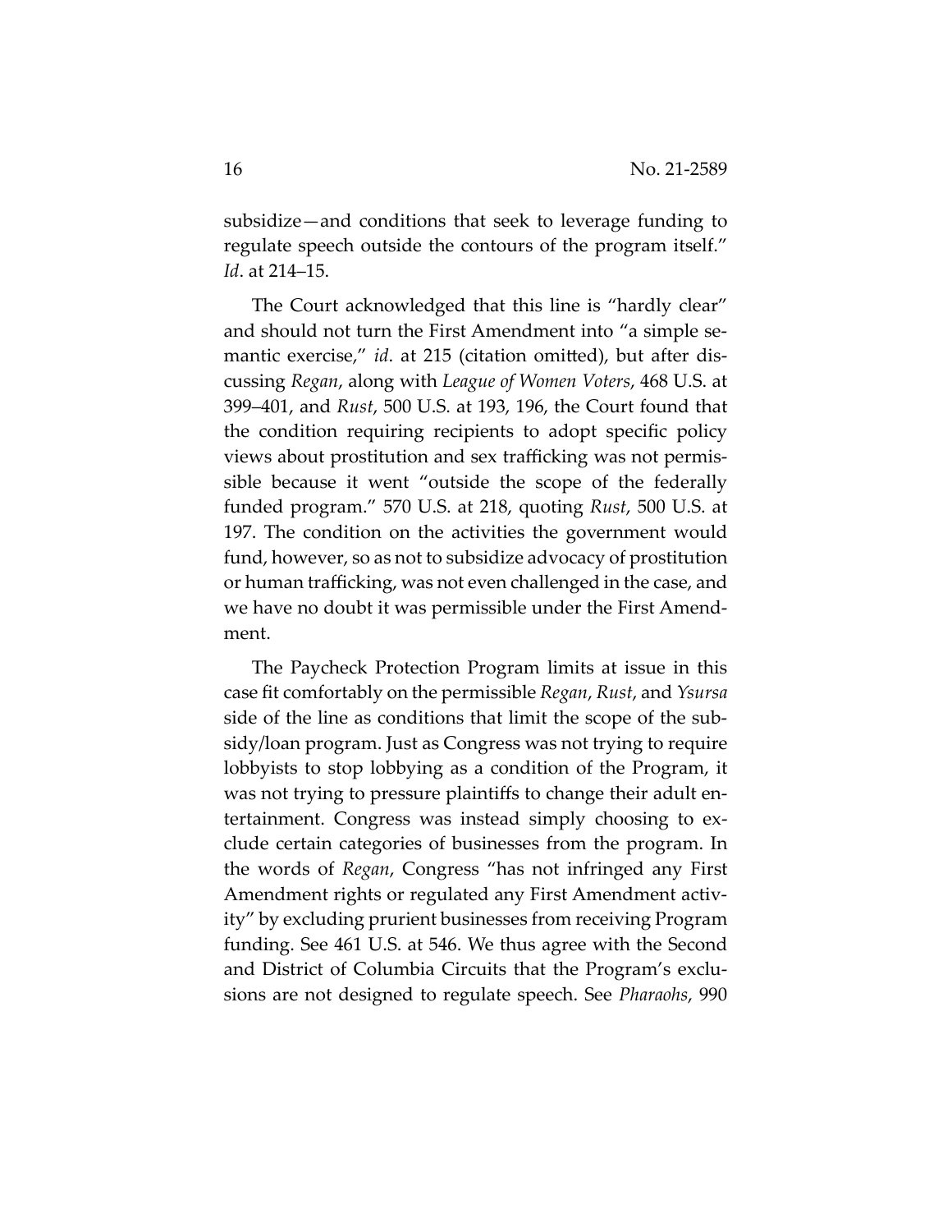subsidize—and conditions that seek to leverage funding to regulate speech outside the contours of the program itself." *Id*. at 214–15.

The Court acknowledged that this line is "hardly clear" and should not turn the First Amendment into "a simple semantic exercise," *id*. at 215 (citation omitted), but after discussing *Regan*, along with *League of Women Voters*, 468 U.S. at 399–401, and *Rust*, 500 U.S. at 193, 196, the Court found that the condition requiring recipients to adopt specific policy views about prostitution and sex trafficking was not permissible because it went "outside the scope of the federally funded program." 570 U.S. at 218, quoting *Rust*, 500 U.S. at 197. The condition on the activities the government would fund, however, so as not to subsidize advocacy of prostitution or human trafficking, was not even challenged in the case, and we have no doubt it was permissible under the First Amendment.

The Paycheck Protection Program limits at issue in this case fit comfortably on the permissible *Regan*, *Rust*, and *Ysursa* side of the line as conditions that limit the scope of the subsidy/loan program. Just as Congress was not trying to require lobbyists to stop lobbying as a condition of the Program, it was not trying to pressure plaintiffs to change their adult entertainment. Congress was instead simply choosing to exclude certain categories of businesses from the program. In the words of *Regan*, Congress "has not infringed any First Amendment rights or regulated any First Amendment activity" by excluding prurient businesses from receiving Program funding. See 461 U.S. at 546. We thus agree with the Second and District of Columbia Circuits that the Program's exclusions are not designed to regulate speech. See *Pharaohs*, 990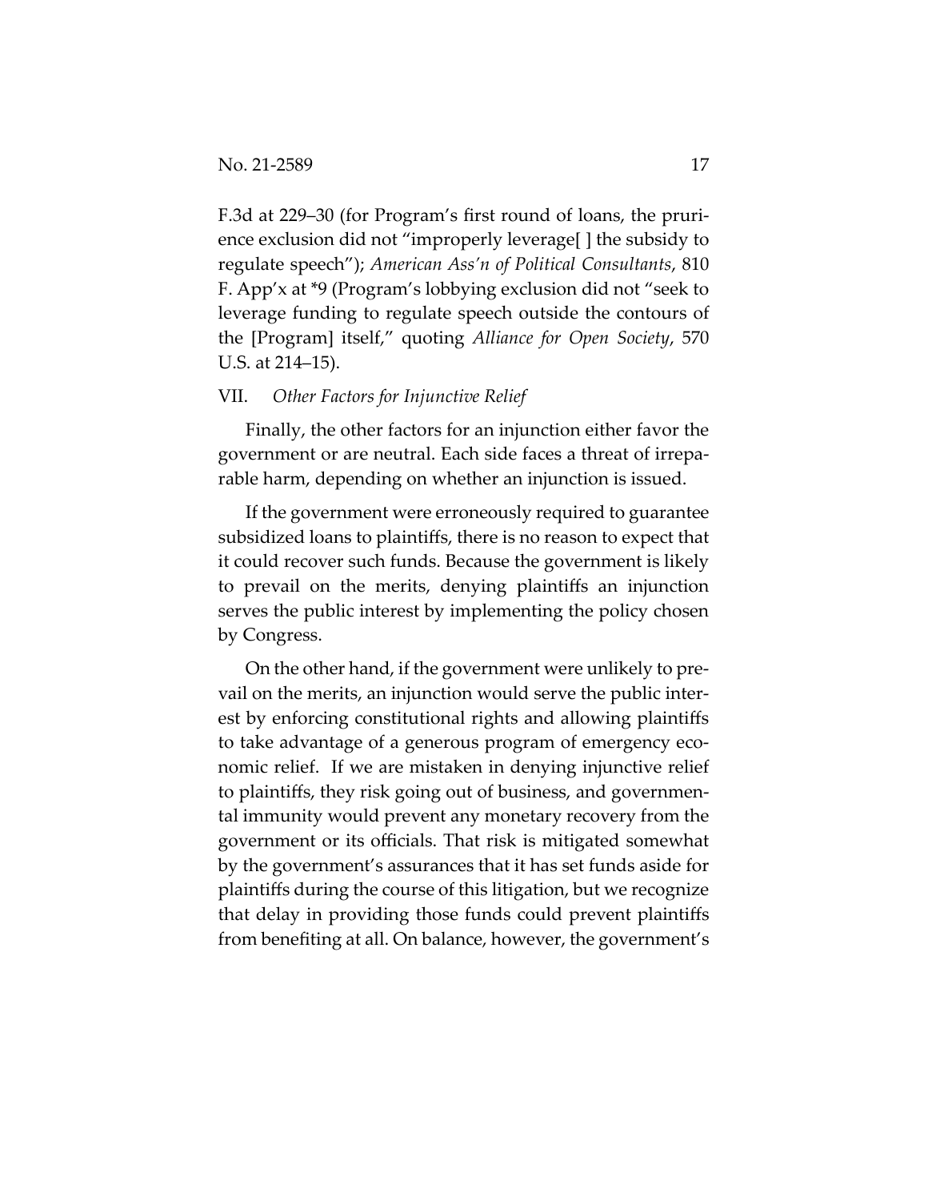F.3d at 229–30 (for Program's first round of loans, the prurience exclusion did not "improperly leverage[ ] the subsidy to regulate speech"); *American Ass'n of Political Consultants*, 810 F. App'x at *9 (Program's lobbying exclusion did not "seek to leverage funding to regulate speech outside the contours of the [Program] itself," quoting *Alliance for Open Society*, 570 U.S. at 214–15).

VII. *Other Factors for Injunctive Relief*

Finally, the other factors for an injunction either favor the government or are neutral. Each side faces a threat of irreparable harm, depending on whether an injunction is issued.

If the government were erroneously required to guarantee subsidized loans to plaintiffs, there is no reason to expect that it could recover such funds. Because the government is likely to prevail on the merits, denying plaintiffs an injunction serves the public interest by implementing the policy chosen by Congress.

On the other hand, if the government were unlikely to prevail on the merits, an injunction would serve the public interest by enforcing constitutional rights and allowing plaintiffs to take advantage of a generous program of emergency economic relief. If we are mistaken in denying injunctive relief to plaintiffs, they risk going out of business, and governmental immunity would prevent any monetary recovery from the government or its officials. That risk is mitigated somewhat by the government's assurances that it has set funds aside for plaintiffs during the course of this litigation, but we recognize that delay in providing those funds could prevent plaintiffs from benefiting at all. On balance, however, the government's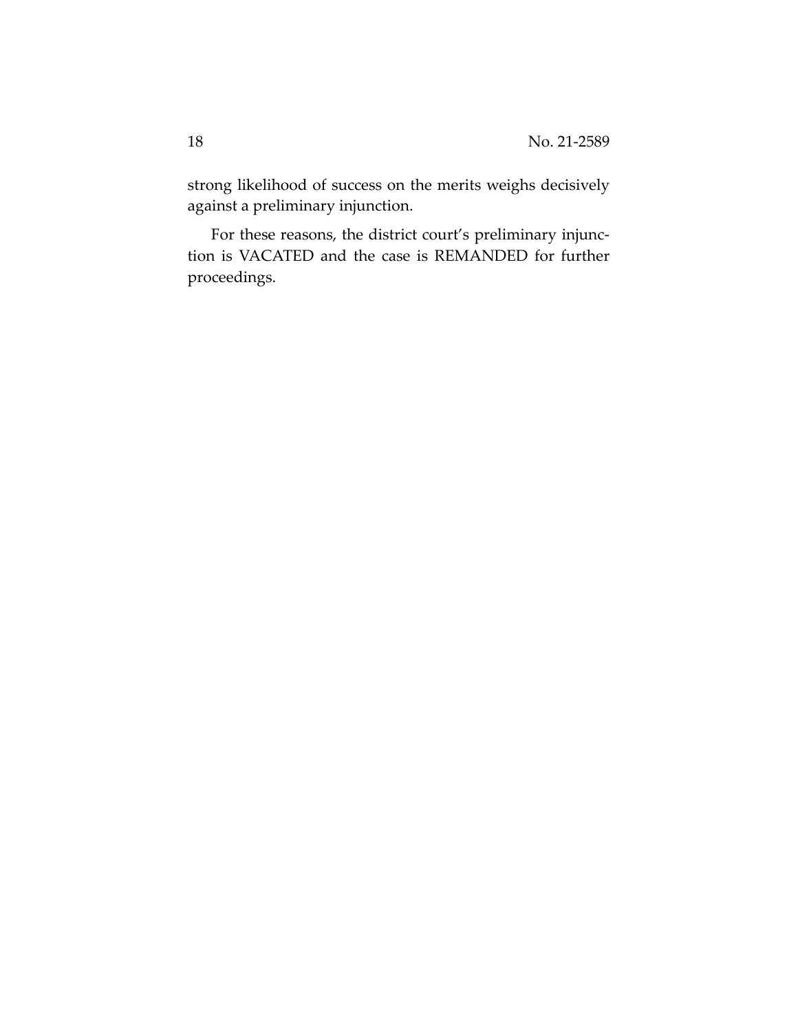strong likelihood of success on the merits weighs decisively against a preliminary injunction.

For these reasons, the district court's preliminary injunction is VACATED and the case is REMANDED for further proceedings.